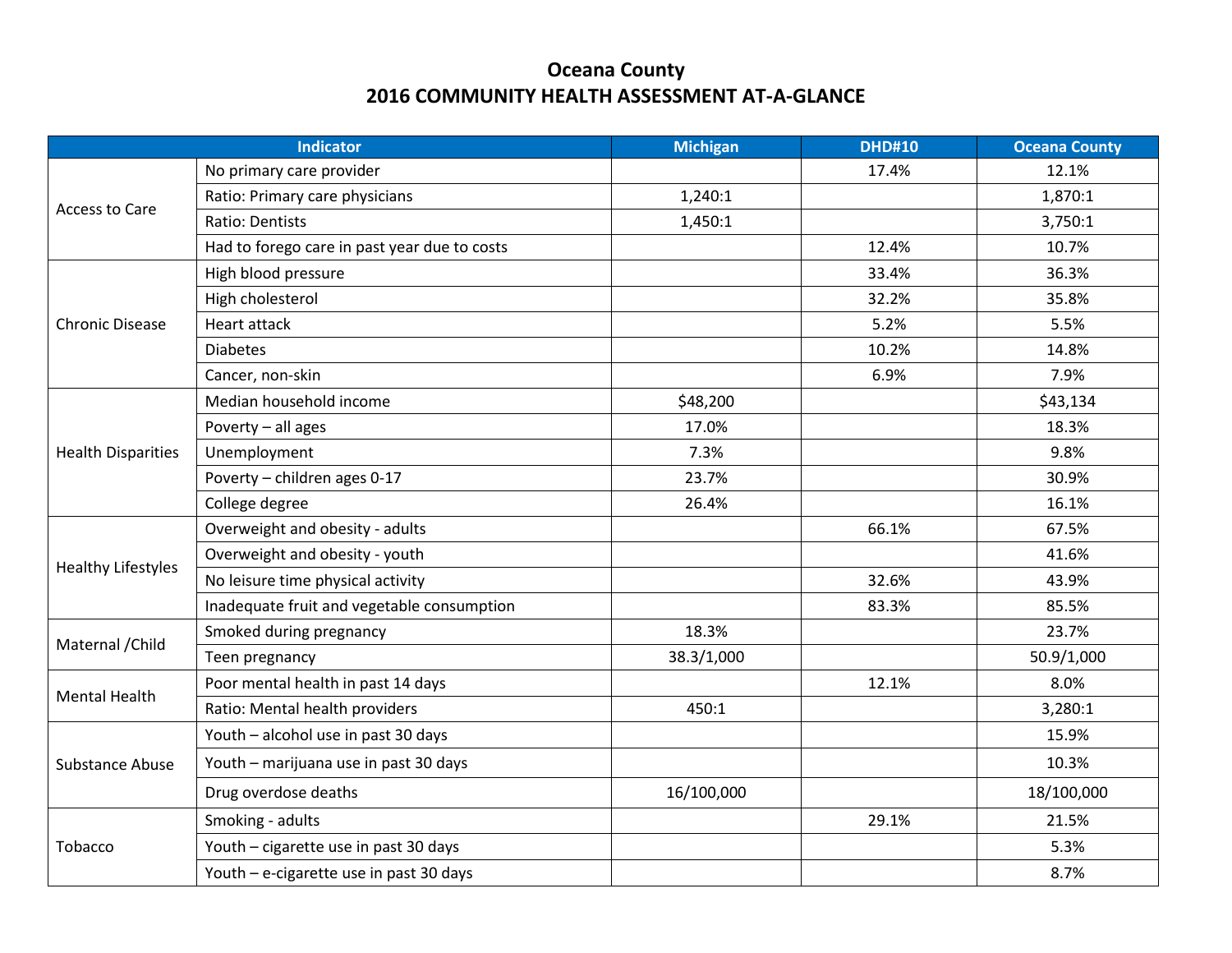# Oceana County
## 2016 COMMUNITY HEALTH ASSESSMENT AT-A-GLANCE

| Indicator | | Michigan | DHD#10 | Oceana County |
|---|---|---|---|---|
| Access to Care | No primary care provider | | 17.4% | 12.1% |
| | Ratio: Primary care physicians | 1,240:1 | | 1,870:1 |
| | Ratio: Dentists | 1,450:1 | | 3,750:1 |
| | Had to forego care in past year due to costs | | 12.4% | 10.7% |
| Chronic Disease | High blood pressure | | 33.4% | 36.3% |
| | High cholesterol | | 32.2% | 35.8% |
| | Heart attack | | 5.2% | 5.5% |
| | Diabetes | | 10.2% | 14.8% |
| | Cancer, non-skin | | 6.9% | 7.9% |
| Health Disparities | Median household income | $48,200 | | $43,134 |
| | Poverty – all ages | 17.0% | | 18.3% |
| | Unemployment | 7.3% | | 9.8% |
| | Poverty – children ages 0-17 | 23.7% | | 30.9% |
| | College degree | 26.4% | | 16.1% |
| Healthy Lifestyles | Overweight and obesity - adults | | 66.1% | 67.5% |
| | Overweight and obesity - youth | | | 41.6% |
| | No leisure time physical activity | | 32.6% | 43.9% |
| | Inadequate fruit and vegetable consumption | | 83.3% | 85.5% |
| Maternal /Child | Smoked during pregnancy | 18.3% | | 23.7% |
| | Teen pregnancy | 38.3/1,000 | | 50.9/1,000 |
| Mental Health | Poor mental health in past 14 days | | 12.1% | 8.0% |
| | Ratio: Mental health providers | 450:1 | | 3,280:1 |
| Substance Abuse | Youth – alcohol use in past 30 days | | | 15.9% |
| | Youth – marijuana use in past 30 days | | | 10.3% |
| | Drug overdose deaths | 16/100,000 | | 18/100,000 |
| Tobacco | Smoking - adults | | 29.1% | 21.5% |
| | Youth – cigarette use in past 30 days | | | 5.3% |
| | Youth – e-cigarette use in past 30 days | | | 8.7% |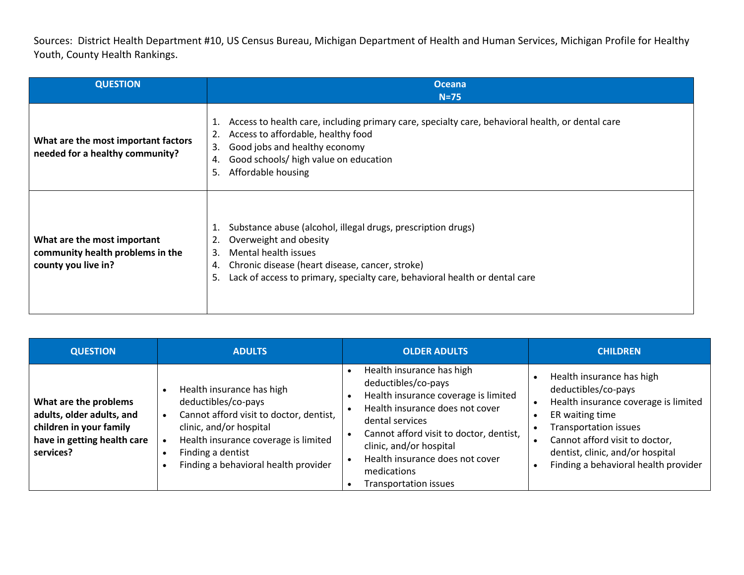Sources: District Health Department #10, US Census Bureau, Michigan Department of Health and Human Services, Michigan Profile for Healthy Youth, County Health Rankings.

| QUESTION | Oceana N=75 |
| --- | --- |
| **What are the most important factors needed for a healthy community?** | 1. Access to health care, including primary care, specialty care, behavioral health, or dental care<br>2. Access to affordable, healthy food<br>3. Good jobs and healthy economy<br>4. Good schools/ high value on education<br>5. Affordable housing |
| **What are the most important community health problems in the county you live in?** | 1. Substance abuse (alcohol, illegal drugs, prescription drugs)<br>2. Overweight and obesity<br>3. Mental health issues<br>4. Chronic disease (heart disease, cancer, stroke)<br>5. Lack of access to primary, specialty care, behavioral health or dental care |

| QUESTION | ADULTS | OLDER ADULTS | CHILDREN |
| --- | --- | --- | --- |
| **What are the problems adults, older adults, and children in your family have in getting health care services?** | • Health insurance has high deductibles/co-pays<br>• Cannot afford visit to doctor, dentist, clinic, and/or hospital<br>• Health insurance coverage is limited<br>• Finding a dentist<br>• Finding a behavioral health provider | • Health insurance has high deductibles/co-pays<br>• Health insurance coverage is limited<br>• Health insurance does not cover dental services<br>• Cannot afford visit to doctor, dentist, clinic, and/or hospital<br>• Health insurance does not cover medications<br>• Transportation issues | • Health insurance has high deductibles/co-pays<br>• Health insurance coverage is limited<br>• ER waiting time<br>• Transportation issues<br>• Cannot afford visit to doctor, dentist, clinic, and/or hospital<br>• Finding a behavioral health provider |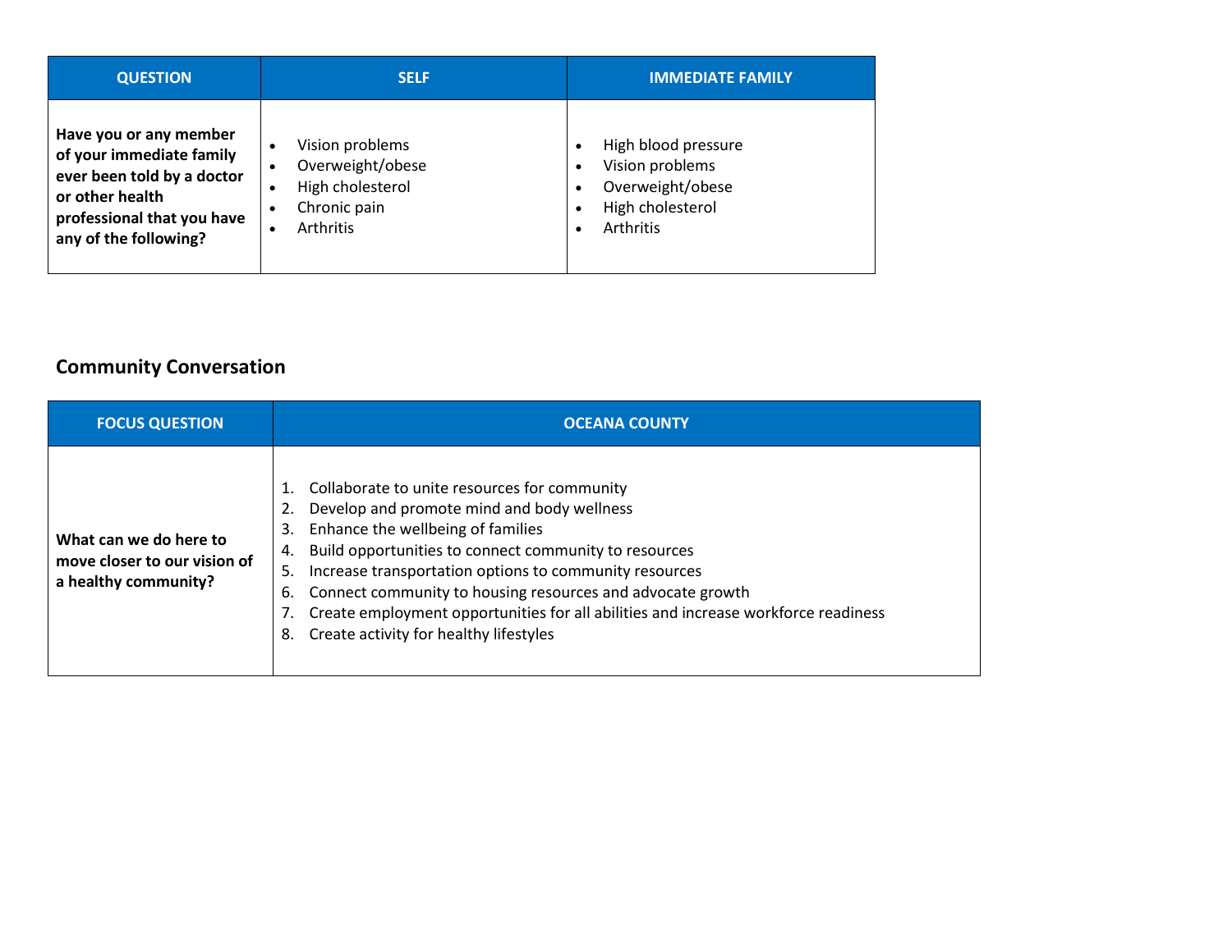| QUESTION | SELF | IMMEDIATE FAMILY |
|---|---|---|
| **Have you or any member of your immediate family ever been told by a doctor or other health professional that you have any of the following?** | • Vision problems<br>• Overweight/obese<br>• High cholesterol<br>• Chronic pain<br>• Arthritis | • High blood pressure<br>• Vision problems<br>• Overweight/obese<br>• High cholesterol<br>• Arthritis |

## Community Conversation

| FOCUS QUESTION | OCEANA COUNTY |
|---|---|
| **What can we do here to move closer to our vision of a healthy community?** | 1. Collaborate to unite resources for community<br>2. Develop and promote mind and body wellness<br>3. Enhance the wellbeing of families<br>4. Build opportunities to connect community to resources<br>5. Increase transportation options to community resources<br>6. Connect community to housing resources and advocate growth<br>7. Create employment opportunities for all abilities and increase workforce readiness<br>8. Create activity for healthy lifestyles |